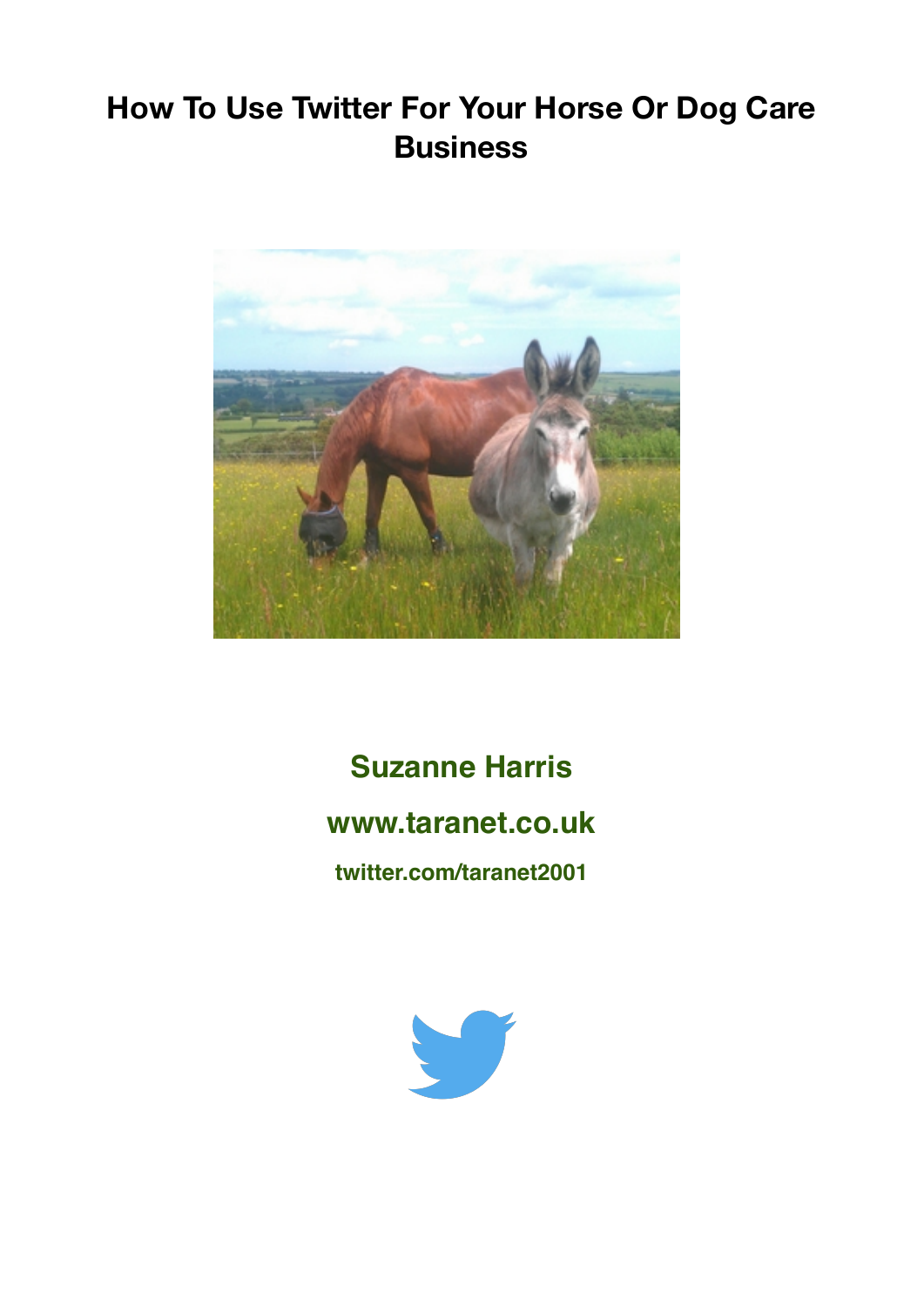# How To Use Twitter For Your Horse Or Dog Care Business

**Suzanne Harris**

**www.taranet.co.uk**

**twitter.com/taranet2001**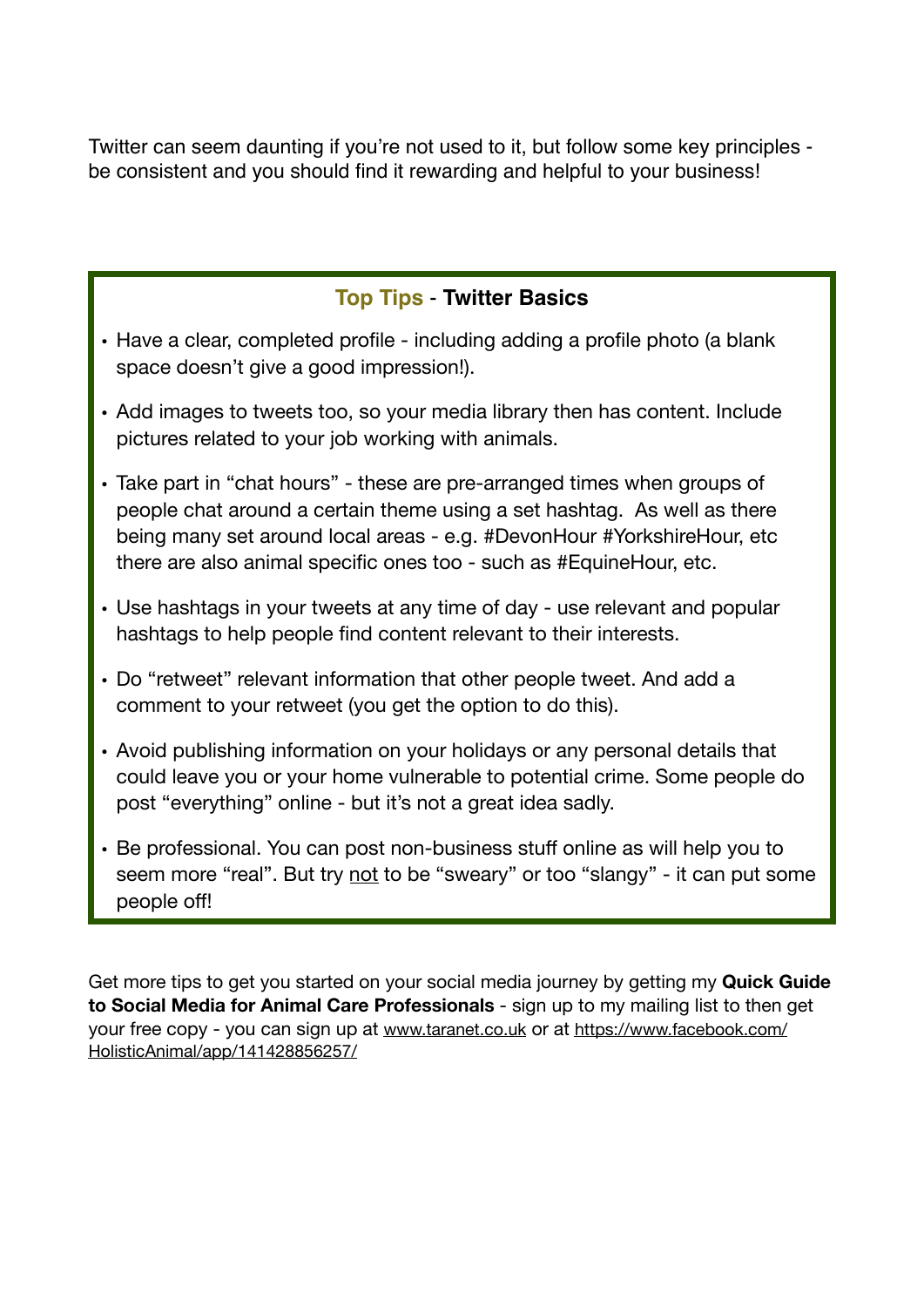Twitter can seem daunting if you're not used to it, but follow some key principles - be consistent and you should find it rewarding and helpful to your business!

### Top Tips - **Twitter Basics**

- Have a clear, completed profile - including adding a profile photo (a blank space doesn't give a good impression!).
- Add images to tweets too, so your media library then has content. Include pictures related to your job working with animals.
- Take part in "chat hours" - these are pre-arranged times when groups of people chat around a certain theme using a set hashtag. As well as there being many set around local areas - e.g. #DevonHour #YorkshireHour, etc there are also animal specific ones too - such as #EquineHour, etc.
- Use hashtags in your tweets at any time of day - use relevant and popular hashtags to help people find content relevant to their interests.
- Do "retweet" relevant information that other people tweet. And add a comment to your retweet (you get the option to do this).
- Avoid publishing information on your holidays or any personal details that could leave you or your home vulnerable to potential crime. Some people do post "everything" online - but it's not a great idea sadly.
- Be professional. You can post non-business stuff online as will help you to seem more "real". But try <u>not</u> to be "sweary" or too "slangy" - it can put some people off!

Get more tips to get you started on your social media journey by getting my **Quick Guide to Social Media for Animal Care Professionals** - sign up to my mailing list to then get your free copy - you can sign up at www.taranet.co.uk or at https://www.facebook.com/HolisticAnimal/app/141428856257/